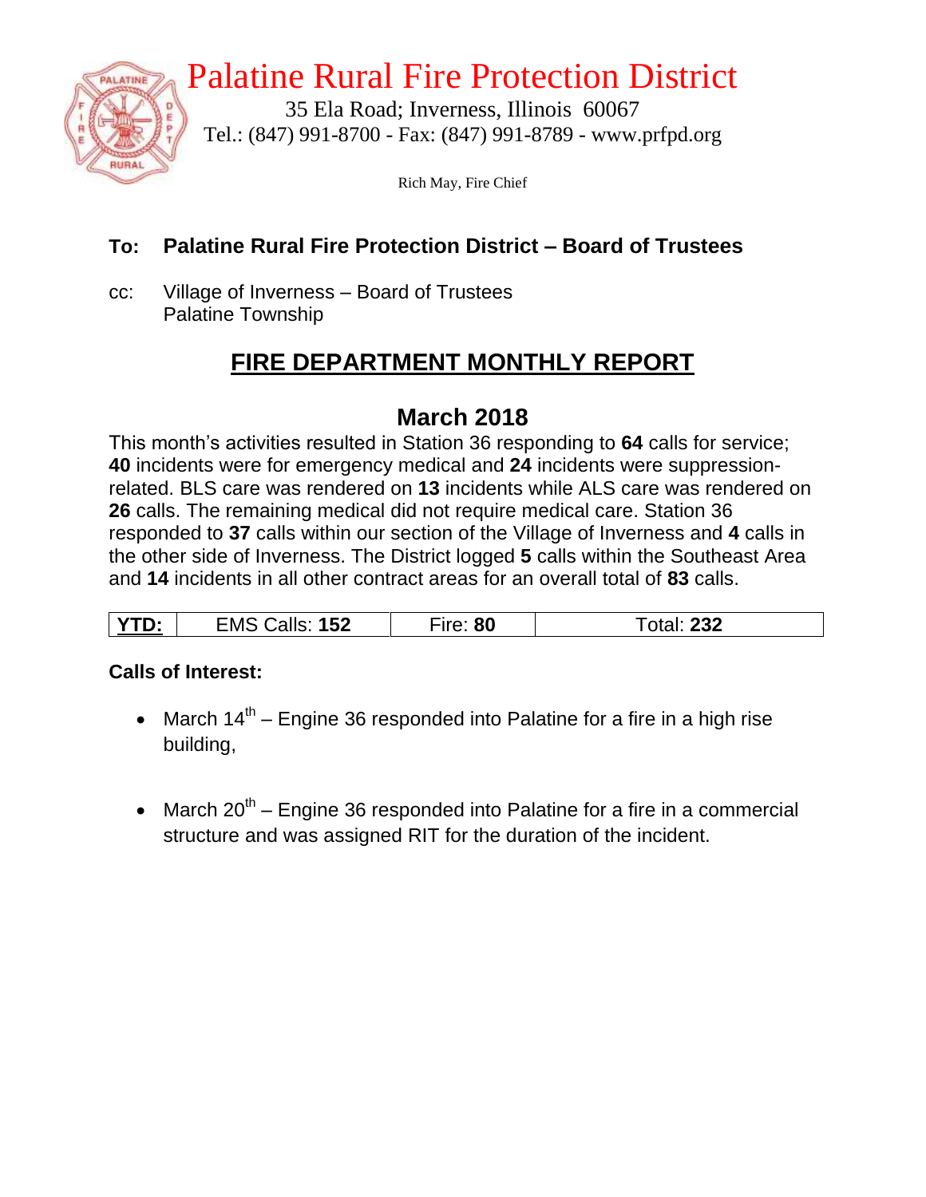# Palatine Rural Fire Protection District

35 Ela Road; Inverness, Illinois 60067
Tel.: (847) 991-8700 - Fax: (847) 991-8789 - www.prfpd.org

Rich May, Fire Chief

**To: Palatine Rural Fire Protection District – Board of Trustees**

cc: Village of Inverness – Board of Trustees
Palatine Township

## FIRE DEPARTMENT MONTHLY REPORT

## March 2018

This month's activities resulted in Station 36 responding to **64** calls for service; **40** incidents were for emergency medical and **24** incidents were suppression-related. BLS care was rendered on **13** incidents while ALS care was rendered on **26** calls. The remaining medical did not require medical care. Station 36 responded to **37** calls within our section of the Village of Inverness and **4** calls in the other side of Inverness. The District logged **5** calls within the Southeast Area and **14** incidents in all other contract areas for an overall total of **83** calls.

| **YTD:** | EMS Calls: **152** | Fire: **80** | Total: **232** |
|---|---|---|---|

**Calls of Interest:**

- March 14th – Engine 36 responded into Palatine for a fire in a high rise building,
- March 20th – Engine 36 responded into Palatine for a fire in a commercial structure and was assigned RIT for the duration of the incident.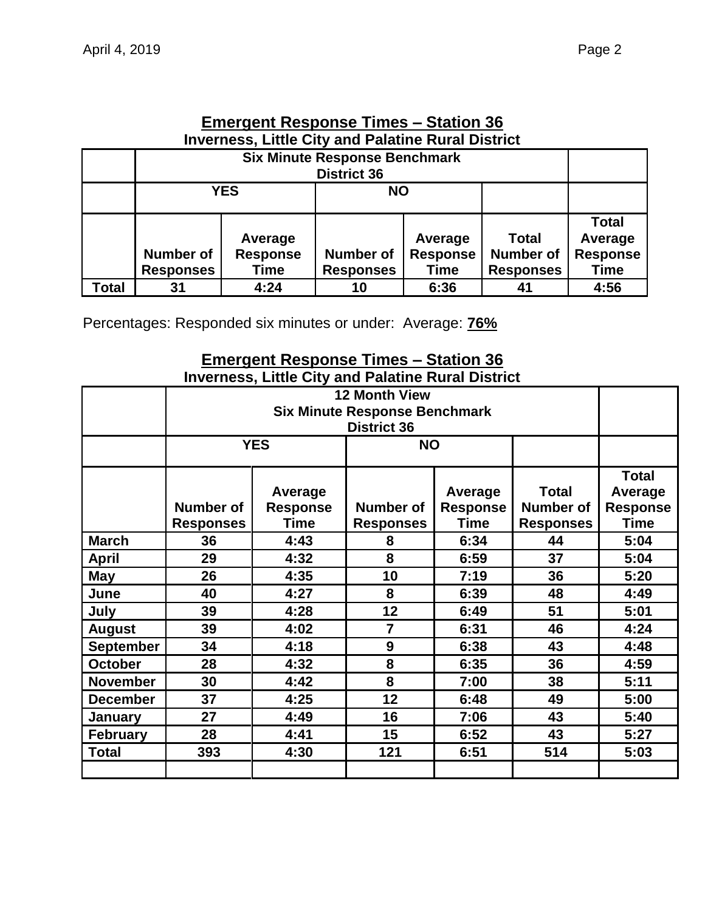## Emergent Response Times – Station 36

**Inverness, Little City and Palatine Rural District**

| | Six Minute Response Benchmark District 36 | | | | | |
|---|---|---|---|---|---|---|
| | YES | | NO | | | |
| | Number of Responses | Average Response Time | Number of Responses | Average Response Time | Total Number of Responses | Total Average Response Time |
| **Total** | 31 | 4:24 | 10 | 6:36 | 41 | 4:56 |

Percentages: Responded six minutes or under: Average: **76%**

## Emergent Response Times – Station 36

**Inverness, Little City and Palatine Rural District**

| | 12 Month View Six Minute Response Benchmark District 36 | | | | | |
|---|---|---|---|---|---|---|
| | YES | | NO | | | |
| | Number of Responses | Average Response Time | Number of Responses | Average Response Time | Total Number of Responses | Total Average Response Time |
| **March** | 36 | 4:43 | 8 | 6:34 | 44 | 5:04 |
| **April** | 29 | 4:32 | 8 | 6:59 | 37 | 5:04 |
| **May** | 26 | 4:35 | 10 | 7:19 | 36 | 5:20 |
| **June** | 40 | 4:27 | 8 | 6:39 | 48 | 4:49 |
| **July** | 39 | 4:28 | 12 | 6:49 | 51 | 5:01 |
| **August** | 39 | 4:02 | 7 | 6:31 | 46 | 4:24 |
| **September** | 34 | 4:18 | 9 | 6:38 | 43 | 4:48 |
| **October** | 28 | 4:32 | 8 | 6:35 | 36 | 4:59 |
| **November** | 30 | 4:42 | 8 | 7:00 | 38 | 5:11 |
| **December** | 37 | 4:25 | 12 | 6:48 | 49 | 5:00 |
| **January** | 27 | 4:49 | 16 | 7:06 | 43 | 5:40 |
| **February** | 28 | 4:41 | 15 | 6:52 | 43 | 5:27 |
| **Total** | 393 | 4:30 | 121 | 6:51 | 514 | 5:03 |
| | | | | | | |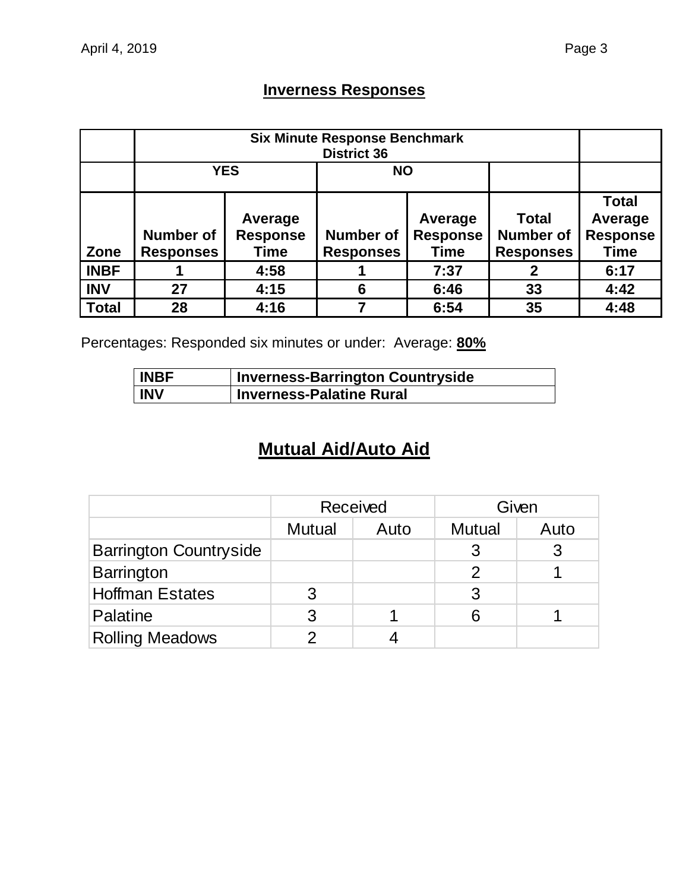## Inverness Responses

| | Six Minute Response Benchmark District 36 | | | | | |
|---|---|---|---|---|---|---|
| | YES | | NO | | | |
| Zone | Number of Responses | Average Response Time | Number of Responses | Average Response Time | Total Number of Responses | Total Average Response Time |
| INBF | 1 | 4:58 | 1 | 7:37 | 2 | 6:17 |
| INV | 27 | 4:15 | 6 | 6:46 | 33 | 4:42 |
| Total | 28 | 4:16 | 7 | 6:54 | 35 | 4:48 |

Percentages: Responded six minutes or under: Average: **80%**

| INBF | Inverness-Barrington Countryside |
|---|---|
| INV | Inverness-Palatine Rural |

## Mutual Aid/Auto Aid

| | Received | | Given | |
|---|---|---|---|---|
| | Mutual | Auto | Mutual | Auto |
| Barrington Countryside | | | 3 | 3 |
| Barrington | | | 2 | 1 |
| Hoffman Estates | 3 | | 3 | |
| Palatine | 3 | 1 | 6 | 1 |
| Rolling Meadows | 2 | 4 | | |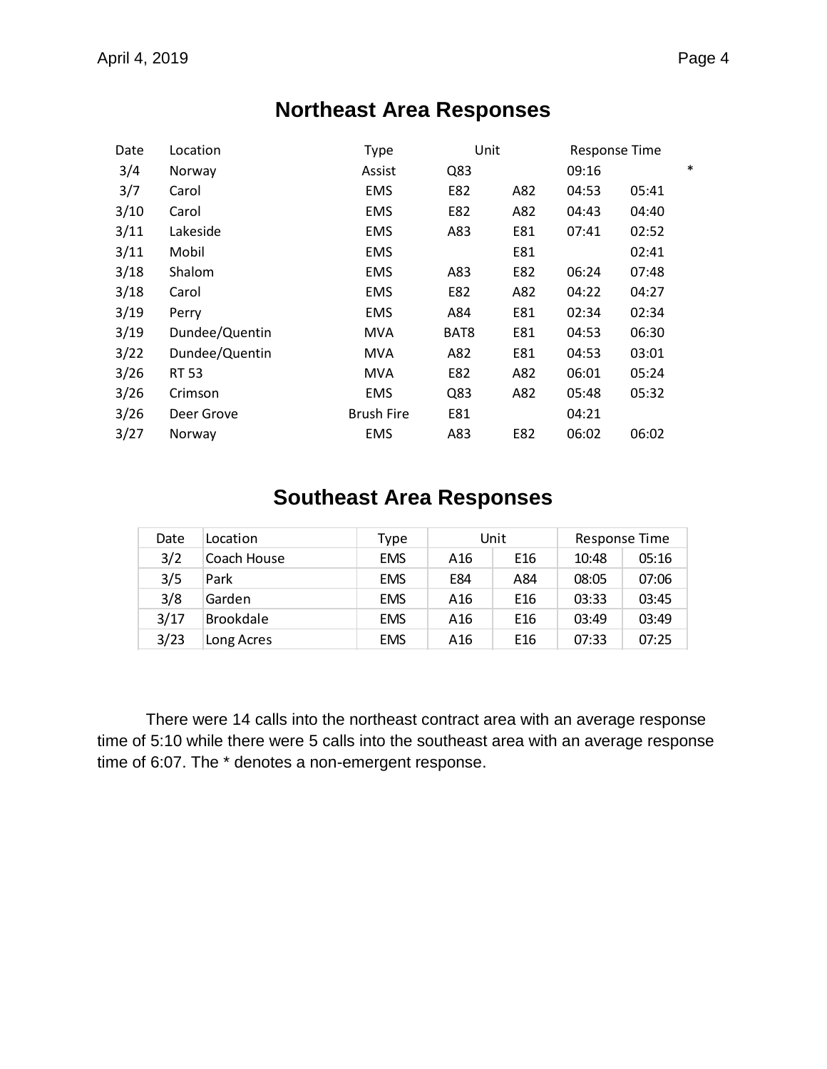## Northeast Area Responses

| Date | Location | Type | Unit | | Response Time | | |
|---|---|---|---|---|---|---|---|
| 3/4 | Norway | Assist | Q83 | | 09:16 | | * |
| 3/7 | Carol | EMS | E82 | A82 | 04:53 | 05:41 | |
| 3/10 | Carol | EMS | E82 | A82 | 04:43 | 04:40 | |
| 3/11 | Lakeside | EMS | A83 | E81 | 07:41 | 02:52 | |
| 3/11 | Mobil | EMS | | E81 | | 02:41 | |
| 3/18 | Shalom | EMS | A83 | E82 | 06:24 | 07:48 | |
| 3/18 | Carol | EMS | E82 | A82 | 04:22 | 04:27 | |
| 3/19 | Perry | EMS | A84 | E81 | 02:34 | 02:34 | |
| 3/19 | Dundee/Quentin | MVA | BAT8 | E81 | 04:53 | 06:30 | |
| 3/22 | Dundee/Quentin | MVA | A82 | E81 | 04:53 | 03:01 | |
| 3/26 | RT 53 | MVA | E82 | A82 | 06:01 | 05:24 | |
| 3/26 | Crimson | EMS | Q83 | A82 | 05:48 | 05:32 | |
| 3/26 | Deer Grove | Brush Fire | E81 | | 04:21 | | |
| 3/27 | Norway | EMS | A83 | E82 | 06:02 | 06:02 | |

## Southeast Area Responses

| Date | Location | Type | Unit | | Response Time | |
|---|---|---|---|---|---|---|
| 3/2 | Coach House | EMS | A16 | E16 | 10:48 | 05:16 |
| 3/5 | Park | EMS | E84 | A84 | 08:05 | 07:06 |
| 3/8 | Garden | EMS | A16 | E16 | 03:33 | 03:45 |
| 3/17 | Brookdale | EMS | A16 | E16 | 03:49 | 03:49 |
| 3/23 | Long Acres | EMS | A16 | E16 | 07:33 | 07:25 |

There were 14 calls into the northeast contract area with an average response time of 5:10 while there were 5 calls into the southeast area with an average response time of 6:07. The * denotes a non-emergent response.